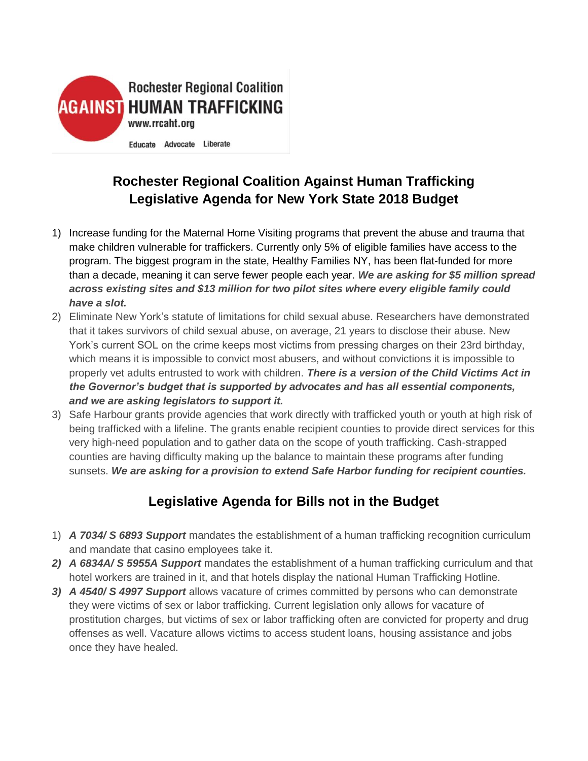Rochester Regional Coalition
AGAINST HUMAN TRAFFICKING
www.rrcaht.org
Educate Advocate Liberate

## Rochester Regional Coalition Against Human Trafficking Legislative Agenda for New York State 2018 Budget

1) Increase funding for the Maternal Home Visiting programs that prevent the abuse and trauma that make children vulnerable for traffickers. Currently only 5% of eligible families have access to the program. The biggest program in the state, Healthy Families NY, has been flat-funded for more than a decade, meaning it can serve fewer people each year. ***We are asking for $5 million spread across existing sites and $13 million for two pilot sites where every eligible family could have a slot.***
2) Eliminate New York's statute of limitations for child sexual abuse. Researchers have demonstrated that it takes survivors of child sexual abuse, on average, 21 years to disclose their abuse. New York's current SOL on the crime keeps most victims from pressing charges on their 23rd birthday, which means it is impossible to convict most abusers, and without convictions it is impossible to properly vet adults entrusted to work with children. ***There is a version of the Child Victims Act in the Governor's budget that is supported by advocates and has all essential components, and we are asking legislators to support it.***
3) Safe Harbour grants provide agencies that work directly with trafficked youth or youth at high risk of being trafficked with a lifeline. The grants enable recipient counties to provide direct services for this very high-need population and to gather data on the scope of youth trafficking. Cash-strapped counties are having difficulty making up the balance to maintain these programs after funding sunsets. ***We are asking for a provision to extend Safe Harbor funding for recipient counties.***

## Legislative Agenda for Bills not in the Budget

1) ***A 7034/ S 6893 Support*** mandates the establishment of a human trafficking recognition curriculum and mandate that casino employees take it.
2) ***A 6834A/ S 5955A Support*** mandates the establishment of a human trafficking curriculum and that hotel workers are trained in it, and that hotels display the national Human Trafficking Hotline.
3) ***A 4540/ S 4997 Support*** allows vacature of crimes committed by persons who can demonstrate they were victims of sex or labor trafficking. Current legislation only allows for vacature of prostitution charges, but victims of sex or labor trafficking often are convicted for property and drug offenses as well. Vacature allows victims to access student loans, housing assistance and jobs once they have healed.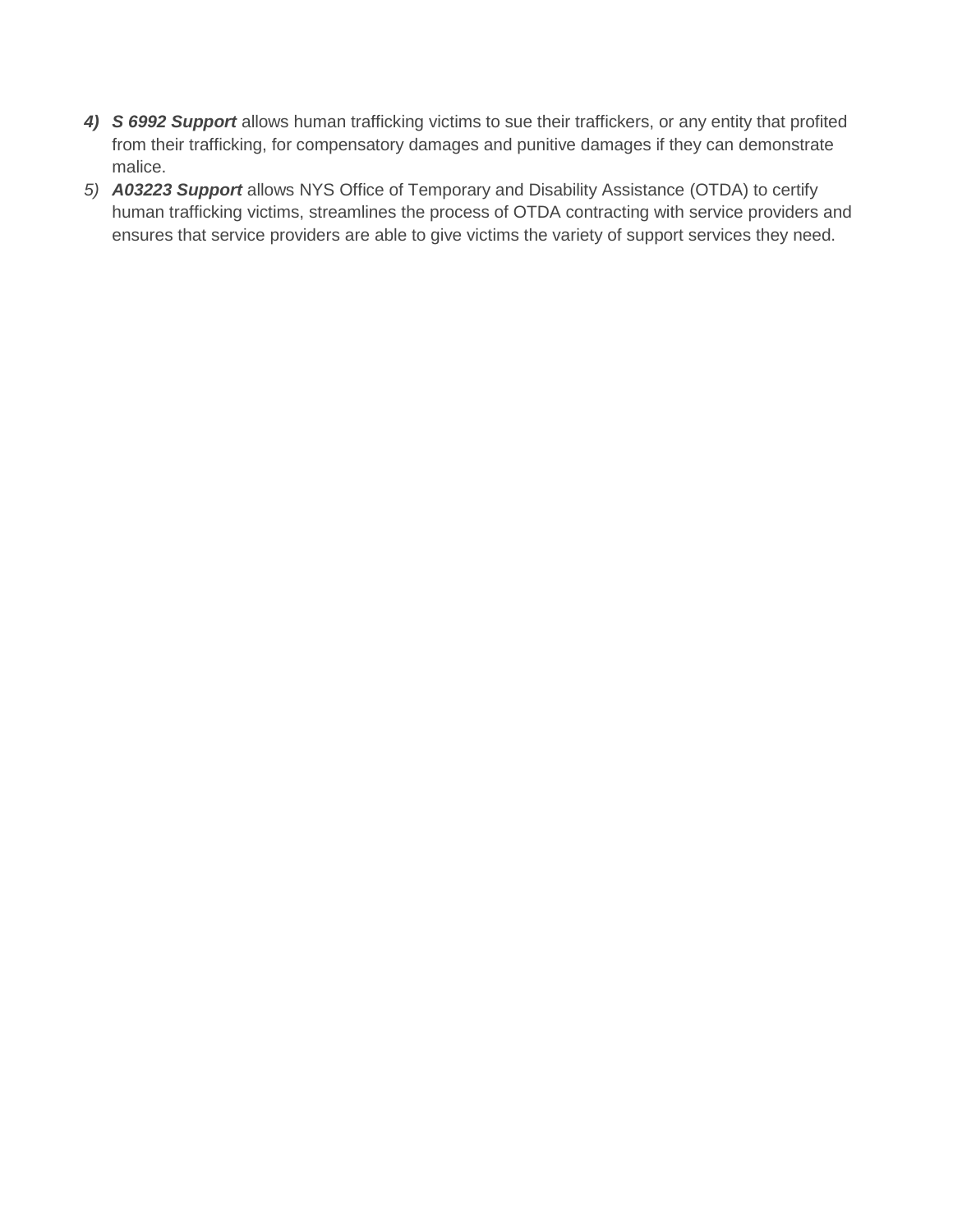4) ***S 6992 Support*** allows human trafficking victims to sue their traffickers, or any entity that profited from their trafficking, for compensatory damages and punitive damages if they can demonstrate malice.
5) ***A03223 Support*** allows NYS Office of Temporary and Disability Assistance (OTDA) to certify human trafficking victims, streamlines the process of OTDA contracting with service providers and ensures that service providers are able to give victims the variety of support services they need.